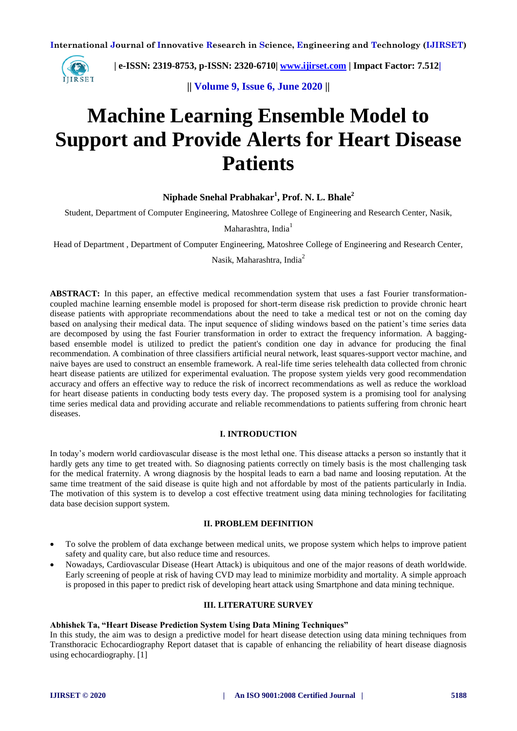# Machine Learning Ensemble Model to Support and Provide Alerts for Heart Disease Patients

**Niphade Snehal Prabhakar[1], Prof. N. L. Bhale[2]**

Student, Department of Computer Engineering, Matoshree College of Engineering and Research Center, Nasik, Maharashtra, India[1]

Head of Department , Department of Computer Engineering, Matoshree College of Engineering and Research Center, Nasik, Maharashtra, India[2]

**ABSTRACT:** In this paper, an effective medical recommendation system that uses a fast Fourier transformation-coupled machine learning ensemble model is proposed for short-term disease risk prediction to provide chronic heart disease patients with appropriate recommendations about the need to take a medical test or not on the coming day based on analysing their medical data. The input sequence of sliding windows based on the patient's time series data are decomposed by using the fast Fourier transformation in order to extract the frequency information. A bagging-based ensemble model is utilized to predict the patient's condition one day in advance for producing the final recommendation. A combination of three classifiers artificial neural network, least squares-support vector machine, and naive bayes are used to construct an ensemble framework. A real-life time series telehealth data collected from chronic heart disease patients are utilized for experimental evaluation. The propose system yields very good recommendation accuracy and offers an effective way to reduce the risk of incorrect recommendations as well as reduce the workload for heart disease patients in conducting body tests every day. The proposed system is a promising tool for analysing time series medical data and providing accurate and reliable recommendations to patients suffering from chronic heart diseases.

## I. INTRODUCTION

In today's modern world cardiovascular disease is the most lethal one. This disease attacks a person so instantly that it hardly gets any time to get treated with. So diagnosing patients correctly on timely basis is the most challenging task for the medical fraternity. A wrong diagnosis by the hospital leads to earn a bad name and loosing reputation. At the same time treatment of the said disease is quite high and not affordable by most of the patients particularly in India. The motivation of this system is to develop a cost effective treatment using data mining technologies for facilitating data base decision support system.

## II. PROBLEM DEFINITION

- To solve the problem of data exchange between medical units, we propose system which helps to improve patient safety and quality care, but also reduce time and resources.
- Nowadays, Cardiovascular Disease (Heart Attack) is ubiquitous and one of the major reasons of death worldwide. Early screening of people at risk of having CVD may lead to minimize morbidity and mortality. A simple approach is proposed in this paper to predict risk of developing heart attack using Smartphone and data mining technique.

## III. LITERATURE SURVEY

**Abhishek Ta, "Heart Disease Prediction System Using Data Mining Techniques"**

In this study, the aim was to design a predictive model for heart disease detection using data mining techniques from Transthoracic Echocardiography Report dataset that is capable of enhancing the reliability of heart disease diagnosis using echocardiography. [1]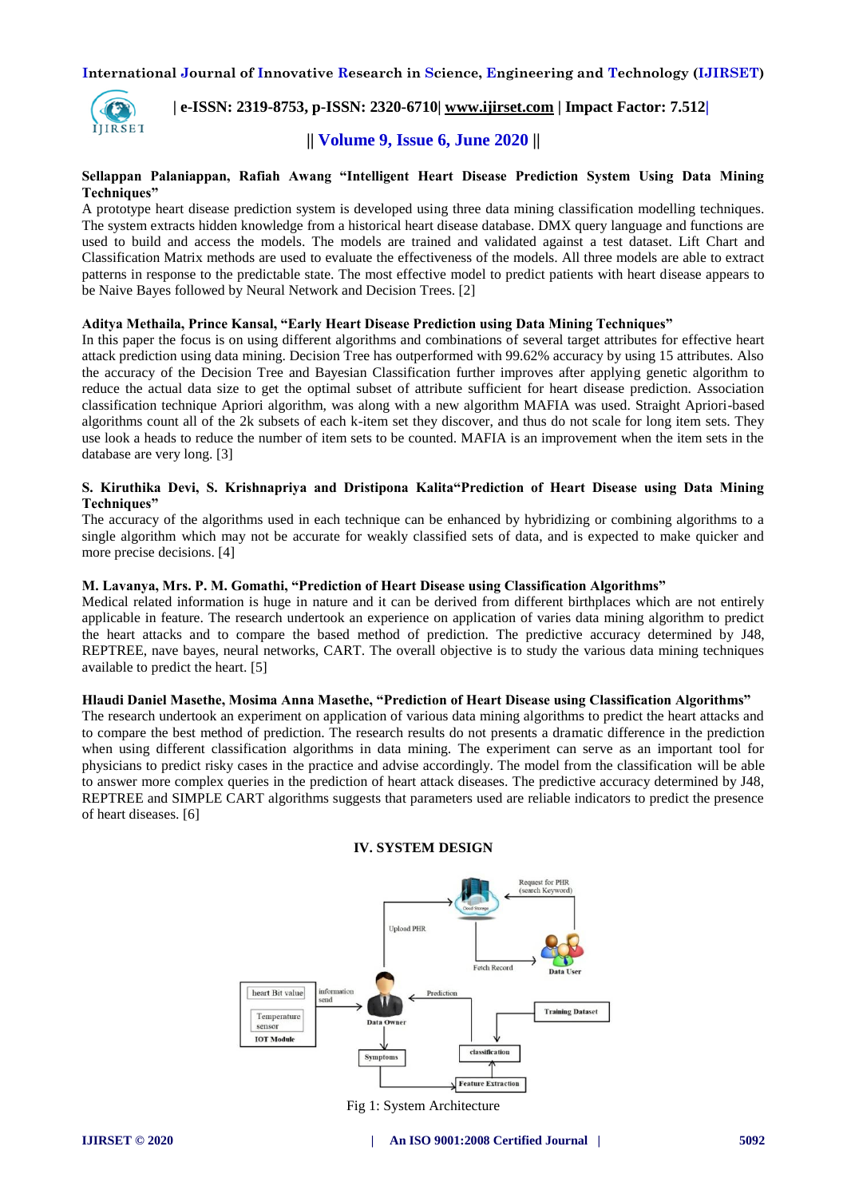**Sellappan Palaniappan, Rafiah Awang "Intelligent Heart Disease Prediction System Using Data Mining Techniques"**

A prototype heart disease prediction system is developed using three data mining classification modelling techniques. The system extracts hidden knowledge from a historical heart disease database. DMX query language and functions are used to build and access the models. The models are trained and validated against a test dataset. Lift Chart and Classification Matrix methods are used to evaluate the effectiveness of the models. All three models are able to extract patterns in response to the predictable state. The most effective model to predict patients with heart disease appears to be Naive Bayes followed by Neural Network and Decision Trees. [2]

**Aditya Methaila, Prince Kansal, "Early Heart Disease Prediction using Data Mining Techniques"**

In this paper the focus is on using different algorithms and combinations of several target attributes for effective heart attack prediction using data mining. Decision Tree has outperformed with 99.62% accuracy by using 15 attributes. Also the accuracy of the Decision Tree and Bayesian Classification further improves after applying genetic algorithm to reduce the actual data size to get the optimal subset of attribute sufficient for heart disease prediction. Association classification technique Apriori algorithm, was along with a new algorithm MAFIA was used. Straight Apriori-based algorithms count all of the 2k subsets of each k-item set they discover, and thus do not scale for long item sets. They use look a heads to reduce the number of item sets to be counted. MAFIA is an improvement when the item sets in the database are very long. [3]

**S. Kiruthika Devi, S. Krishnapriya and Dristipona Kalita"Prediction of Heart Disease using Data Mining Techniques"**

The accuracy of the algorithms used in each technique can be enhanced by hybridizing or combining algorithms to a single algorithm which may not be accurate for weakly classified sets of data, and is expected to make quicker and more precise decisions. [4]

**M. Lavanya, Mrs. P. M. Gomathi, "Prediction of Heart Disease using Classification Algorithms"**

Medical related information is huge in nature and it can be derived from different birthplaces which are not entirely applicable in feature. The research undertook an experience on application of varies data mining algorithm to predict the heart attacks and to compare the based method of prediction. The predictive accuracy determined by J48, REPTREE, nave bayes, neural networks, CART. The overall objective is to study the various data mining techniques available to predict the heart. [5]

**Hlaudi Daniel Masethe, Mosima Anna Masethe, "Prediction of Heart Disease using Classification Algorithms"**

The research undertook an experiment on application of various data mining algorithms to predict the heart attacks and to compare the best method of prediction. The research results do not presents a dramatic difference in the prediction when using different classification algorithms in data mining. The experiment can serve as an important tool for physicians to predict risky cases in the practice and advise accordingly. The model from the classification will be able to answer more complex queries in the prediction of heart attack diseases. The predictive accuracy determined by J48, REPTREE and SIMPLE CART algorithms suggests that parameters used are reliable indicators to predict the presence of heart diseases. [6]

## IV. SYSTEM DESIGN

Fig 1: System Architecture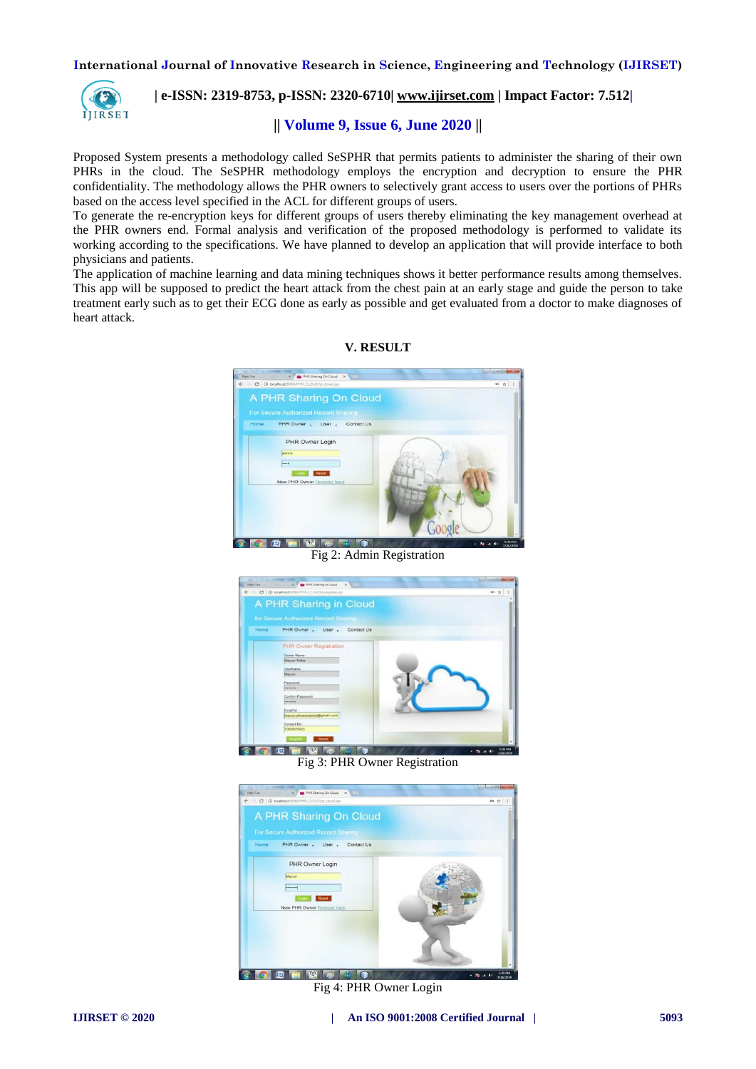Proposed System presents a methodology called SeSPHR that permits patients to administer the sharing of their own PHRs in the cloud. The SeSPHR methodology employs the encryption and decryption to ensure the PHR confidentiality. The methodology allows the PHR owners to selectively grant access to users over the portions of PHRs based on the access level specified in the ACL for different groups of users.

To generate the re-encryption keys for different groups of users thereby eliminating the key management overhead at the PHR owners end. Formal analysis and verification of the proposed methodology is performed to validate its working according to the specifications. We have planned to develop an application that will provide interface to both physicians and patients.

The application of machine learning and data mining techniques shows it better performance results among themselves. This app will be supposed to predict the heart attack from the chest pain at an early stage and guide the person to take treatment early such as to get their ECG done as early as possible and get evaluated from a doctor to make diagnoses of heart attack.

## V. RESULT

Fig 2: Admin Registration

Fig 3: PHR Owner Registration

Fig 4: PHR Owner Login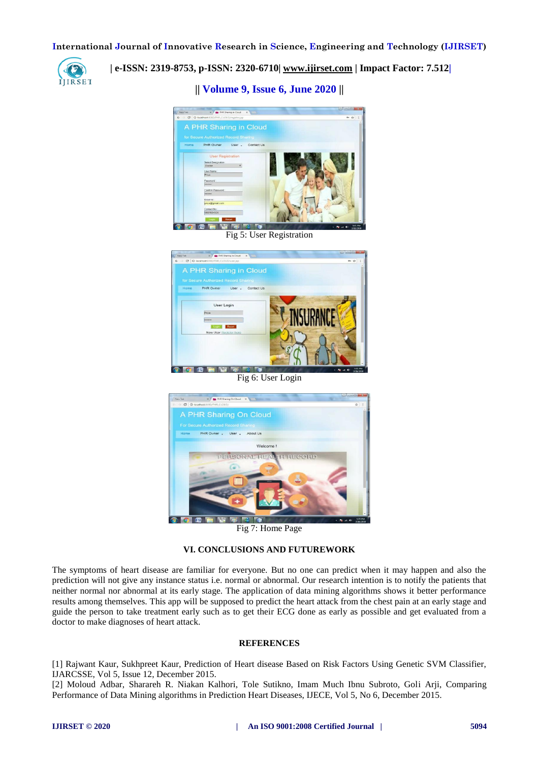Fig 5: User Registration

Fig 6: User Login

Fig 7: Home Page

## VI. CONCLUSIONS AND FUTUREWORK

The symptoms of heart disease are familiar for everyone. But no one can predict when it may happen and also the prediction will not give any instance status i.e. normal or abnormal. Our research intention is to notify the patients that neither normal nor abnormal at its early stage. The application of data mining algorithms shows it better performance results among themselves. This app will be supposed to predict the heart attack from the chest pain at an early stage and guide the person to take treatment early such as to get their ECG done as early as possible and get evaluated from a doctor to make diagnoses of heart attack.

## REFERENCES

[1] Rajwant Kaur, Sukhpreet Kaur, Prediction of Heart disease Based on Risk Factors Using Genetic SVM Classifier, IJARCSSE, Vol 5, Issue 12, December 2015.

[2] Moloud Adbar, Sharareh R. Niakan Kalhori, Tole Sutikno, Imam Much Ibnu Subroto, Goli Arji, Comparing Performance of Data Mining algorithms in Prediction Heart Diseases, IJECE, Vol 5, No 6, December 2015.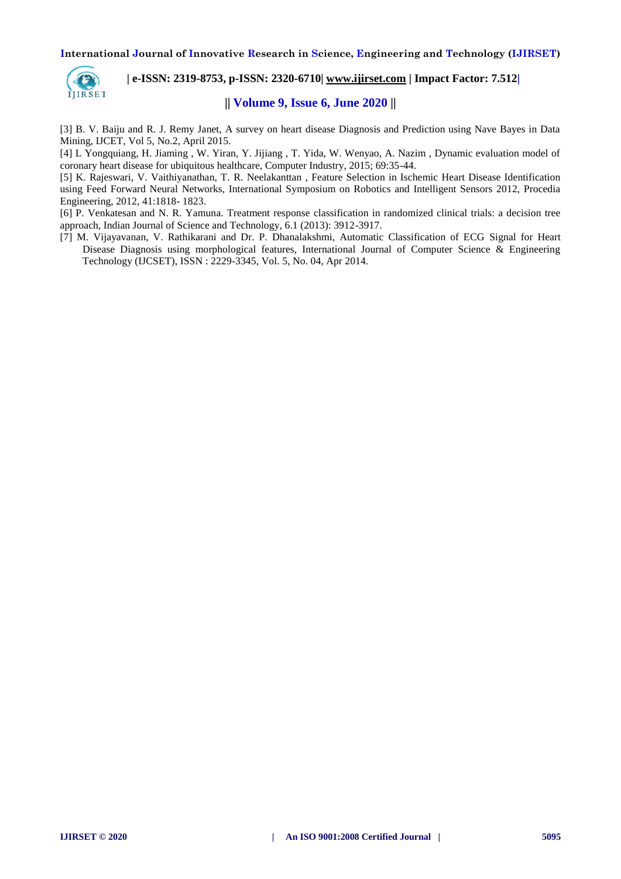[3] B. V. Baiju and R. J. Remy Janet, A survey on heart disease Diagnosis and Prediction using Nave Bayes in Data Mining, IJCET, Vol 5, No.2, April 2015.

[4] L Yongquiang, H. Jiaming , W. Yiran, Y. Jijiang , T. Yida, W. Wenyao, A. Nazim , Dynamic evaluation model of coronary heart disease for ubiquitous healthcare, Computer Industry, 2015; 69:35-44.

[5] K. Rajeswari, V. Vaithiyanathan, T. R. Neelakanttan , Feature Selection in Ischemic Heart Disease Identification using Feed Forward Neural Networks, International Symposium on Robotics and Intelligent Sensors 2012, Procedia Engineering, 2012, 41:1818- 1823.

[6] P. Venkatesan and N. R. Yamuna. Treatment response classification in randomized clinical trials: a decision tree approach, Indian Journal of Science and Technology, 6.1 (2013): 3912-3917.

[7] M. Vijayavanan, V. Rathikarani and Dr. P. Dhanalakshmi, Automatic Classification of ECG Signal for Heart Disease Diagnosis using morphological features, International Journal of Computer Science & Engineering Technology (IJCSET), ISSN : 2229-3345, Vol. 5, No. 04, Apr 2014.